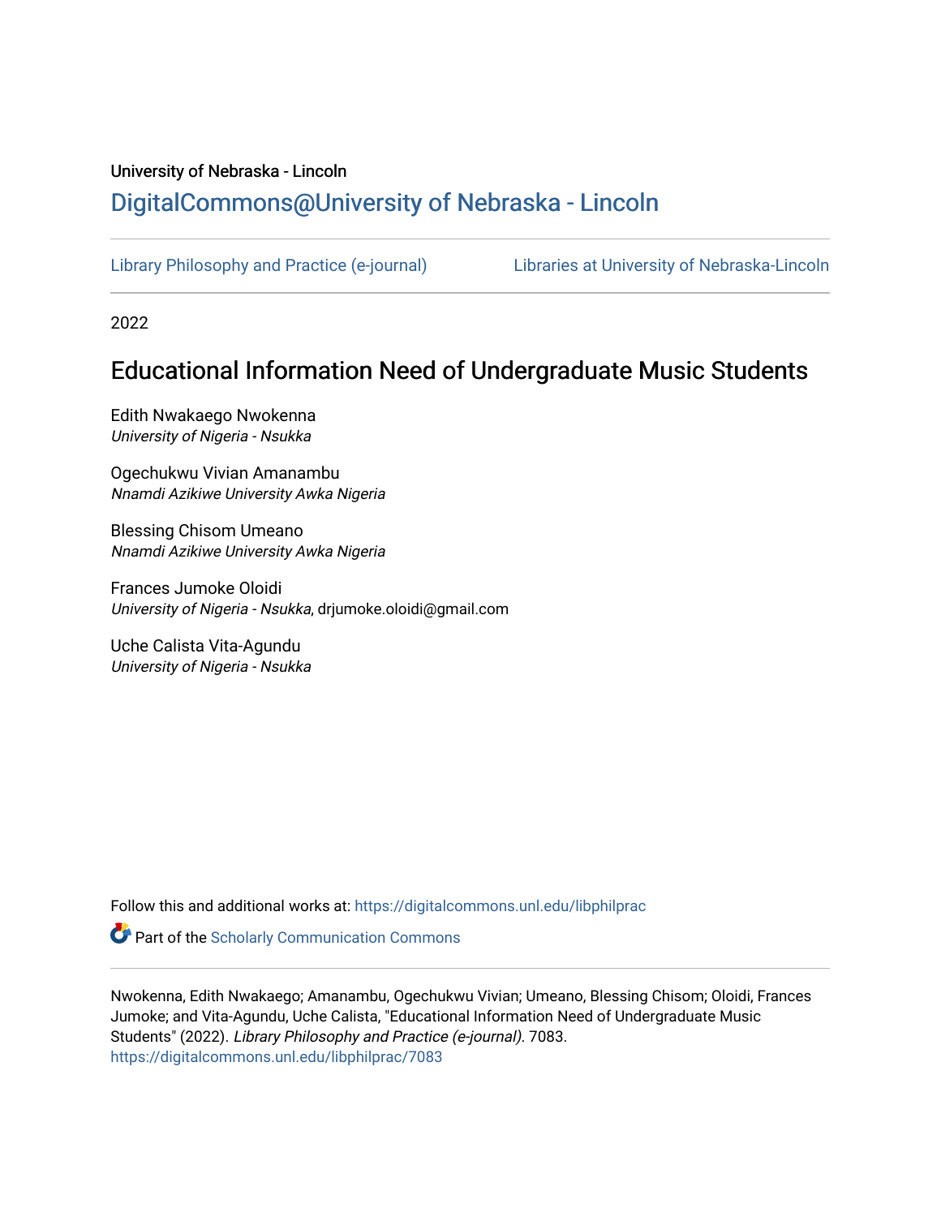University of Nebraska - Lincoln

DigitalCommons@University of Nebraska - Lincoln

Library Philosophy and Practice (e-journal) | Libraries at University of Nebraska-Lincoln

2022

# Educational Information Need of Undergraduate Music Students

Edith Nwakaego Nwokenna
*University of Nigeria - Nsukka*

Ogechukwu Vivian Amanambu
*Nnamdi Azikiwe University Awka Nigeria*

Blessing Chisom Umeano
*Nnamdi Azikiwe University Awka Nigeria*

Frances Jumoke Oloidi
*University of Nigeria - Nsukka*, drjumoke.oloidi@gmail.com

Uche Calista Vita-Agundu
*University of Nigeria - Nsukka*

Follow this and additional works at: https://digitalcommons.unl.edu/libphilprac

Part of the Scholarly Communication Commons

Nwokenna, Edith Nwakaego; Amanambu, Ogechukwu Vivian; Umeano, Blessing Chisom; Oloidi, Frances Jumoke; and Vita-Agundu, Uche Calista, "Educational Information Need of Undergraduate Music Students" (2022). *Library Philosophy and Practice (e-journal)*. 7083.
https://digitalcommons.unl.edu/libphilprac/7083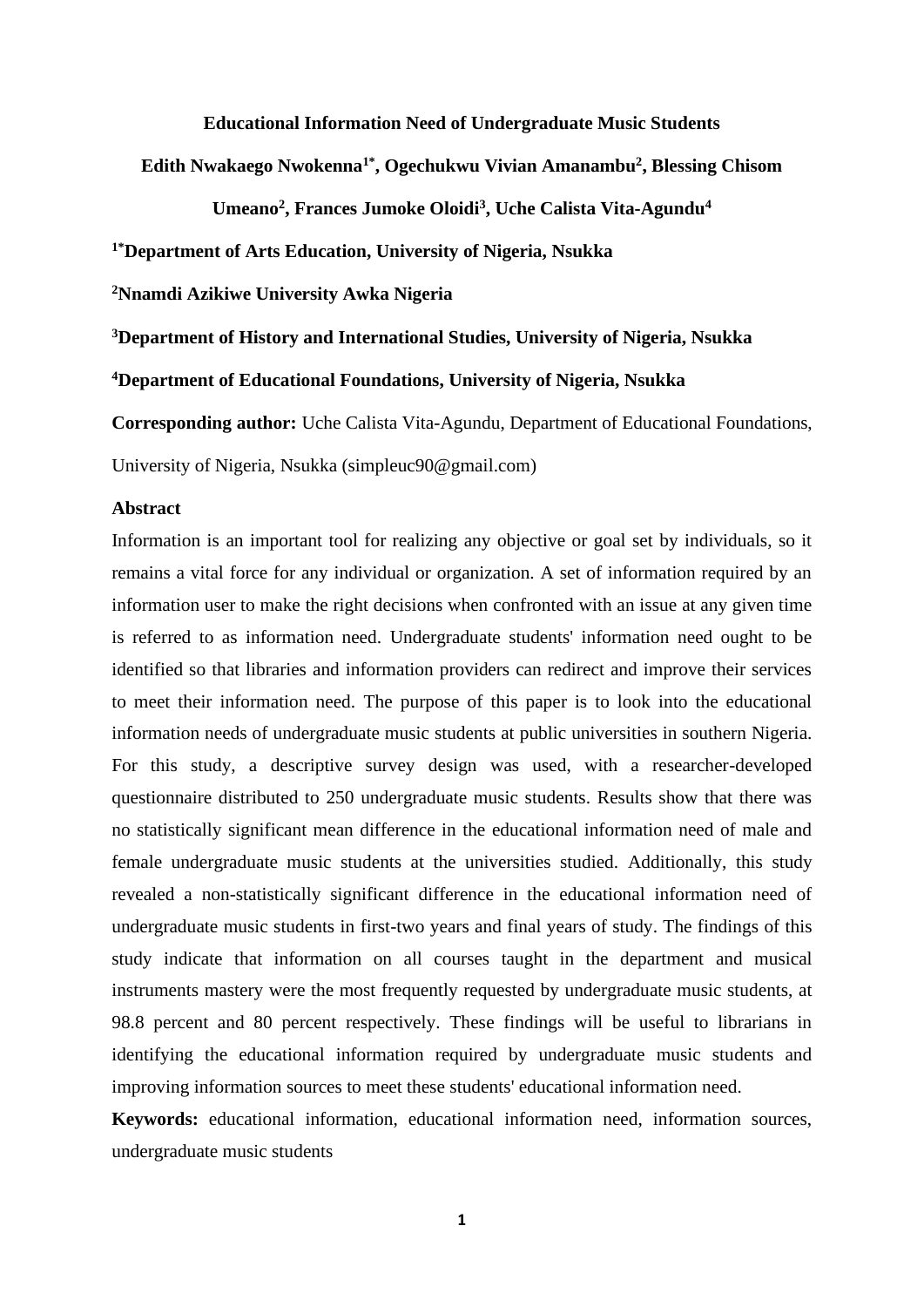# Educational Information Need of Undergraduate Music Students

**Edith Nwakaego Nwokenna[1*], Ogechukwu Vivian Amanambu[2], Blessing Chisom Umeano[2], Frances Jumoke Oloidi[3], Uche Calista Vita-Agundu[4]**

**[1*]Department of Arts Education, University of Nigeria, Nsukka**

**[2]Nnamdi Azikiwe University Awka Nigeria**

**[3]Department of History and International Studies, University of Nigeria, Nsukka**

**[4]Department of Educational Foundations, University of Nigeria, Nsukka**

**Corresponding author:** Uche Calista Vita-Agundu, Department of Educational Foundations, University of Nigeria, Nsukka (simpleuc90@gmail.com)

## Abstract

Information is an important tool for realizing any objective or goal set by individuals, so it remains a vital force for any individual or organization. A set of information required by an information user to make the right decisions when confronted with an issue at any given time is referred to as information need. Undergraduate students' information need ought to be identified so that libraries and information providers can redirect and improve their services to meet their information need. The purpose of this paper is to look into the educational information needs of undergraduate music students at public universities in southern Nigeria. For this study, a descriptive survey design was used, with a researcher-developed questionnaire distributed to 250 undergraduate music students. Results show that there was no statistically significant mean difference in the educational information need of male and female undergraduate music students at the universities studied. Additionally, this study revealed a non-statistically significant difference in the educational information need of undergraduate music students in first-two years and final years of study. The findings of this study indicate that information on all courses taught in the department and musical instruments mastery were the most frequently requested by undergraduate music students, at 98.8 percent and 80 percent respectively. These findings will be useful to librarians in identifying the educational information required by undergraduate music students and improving information sources to meet these students' educational information need.

**Keywords:** educational information, educational information need, information sources, undergraduate music students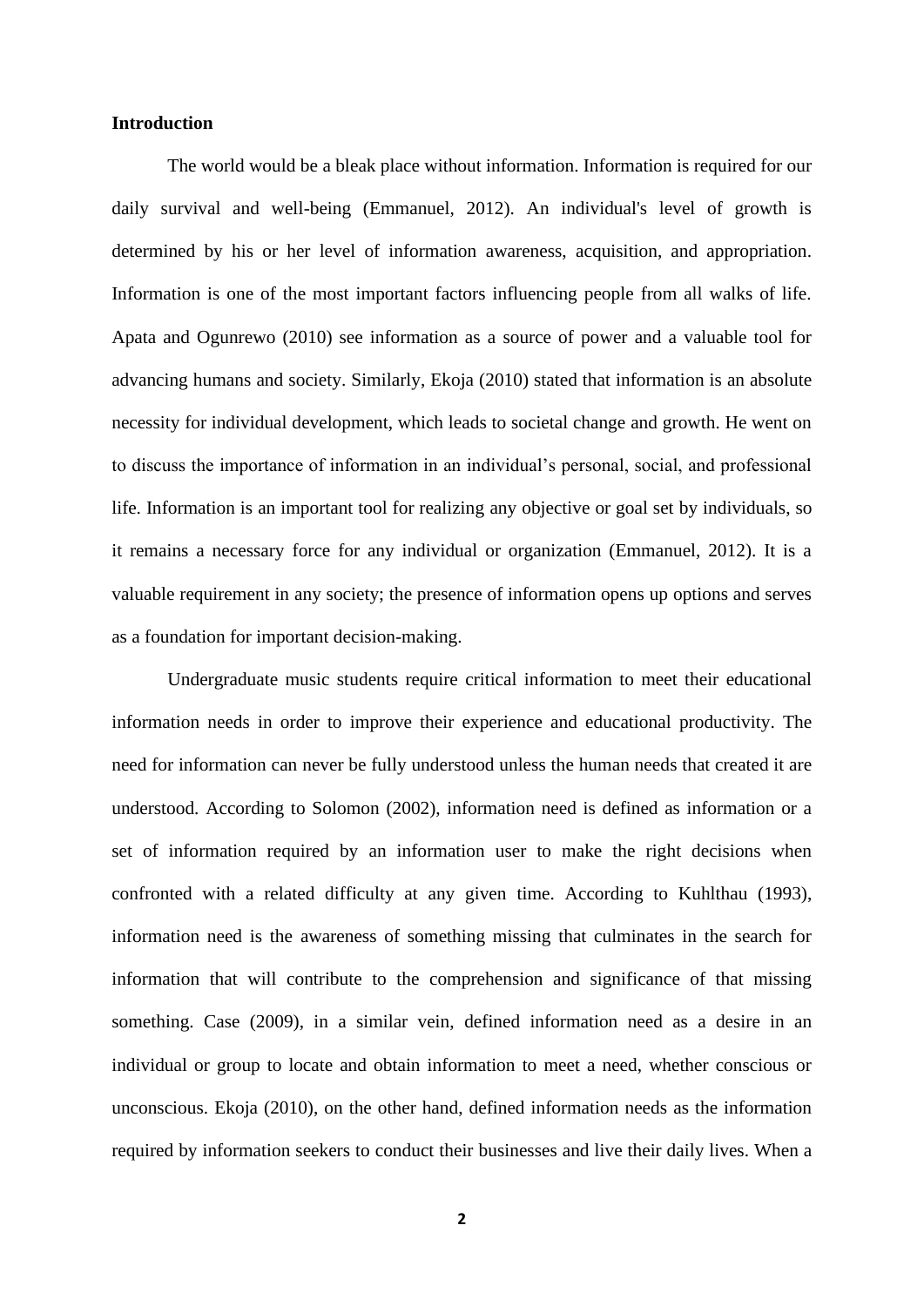**Introduction**

The world would be a bleak place without information. Information is required for our daily survival and well-being (Emmanuel, 2012). An individual's level of growth is determined by his or her level of information awareness, acquisition, and appropriation. Information is one of the most important factors influencing people from all walks of life. Apata and Ogunrewo (2010) see information as a source of power and a valuable tool for advancing humans and society. Similarly, Ekoja (2010) stated that information is an absolute necessity for individual development, which leads to societal change and growth. He went on to discuss the importance of information in an individual's personal, social, and professional life. Information is an important tool for realizing any objective or goal set by individuals, so it remains a necessary force for any individual or organization (Emmanuel, 2012). It is a valuable requirement in any society; the presence of information opens up options and serves as a foundation for important decision-making.

Undergraduate music students require critical information to meet their educational information needs in order to improve their experience and educational productivity. The need for information can never be fully understood unless the human needs that created it are understood. According to Solomon (2002), information need is defined as information or a set of information required by an information user to make the right decisions when confronted with a related difficulty at any given time. According to Kuhlthau (1993), information need is the awareness of something missing that culminates in the search for information that will contribute to the comprehension and significance of that missing something. Case (2009), in a similar vein, defined information need as a desire in an individual or group to locate and obtain information to meet a need, whether conscious or unconscious. Ekoja (2010), on the other hand, defined information needs as the information required by information seekers to conduct their businesses and live their daily lives. When a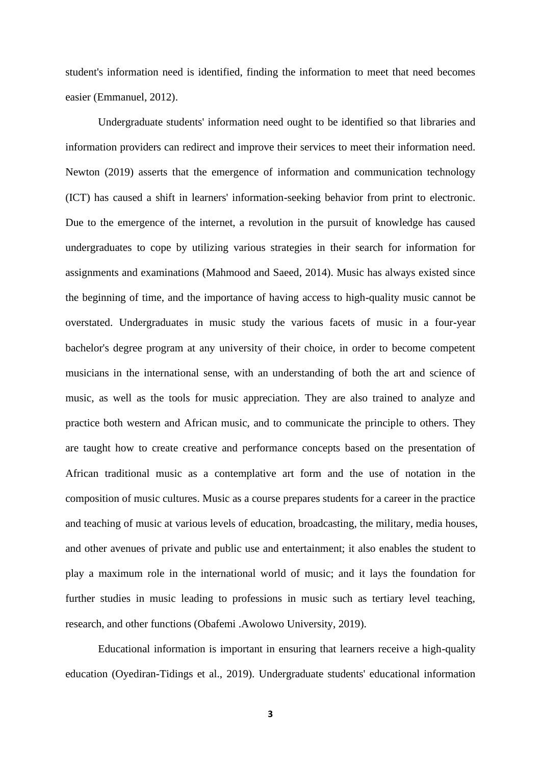student's information need is identified, finding the information to meet that need becomes easier (Emmanuel, 2012).

Undergraduate students' information need ought to be identified so that libraries and information providers can redirect and improve their services to meet their information need. Newton (2019) asserts that the emergence of information and communication technology (ICT) has caused a shift in learners' information-seeking behavior from print to electronic. Due to the emergence of the internet, a revolution in the pursuit of knowledge has caused undergraduates to cope by utilizing various strategies in their search for information for assignments and examinations (Mahmood and Saeed, 2014). Music has always existed since the beginning of time, and the importance of having access to high-quality music cannot be overstated. Undergraduates in music study the various facets of music in a four-year bachelor's degree program at any university of their choice, in order to become competent musicians in the international sense, with an understanding of both the art and science of music, as well as the tools for music appreciation. They are also trained to analyze and practice both western and African music, and to communicate the principle to others. They are taught how to create creative and performance concepts based on the presentation of African traditional music as a contemplative art form and the use of notation in the composition of music cultures. Music as a course prepares students for a career in the practice and teaching of music at various levels of education, broadcasting, the military, media houses, and other avenues of private and public use and entertainment; it also enables the student to play a maximum role in the international world of music; and it lays the foundation for further studies in music leading to professions in music such as tertiary level teaching, research, and other functions (Obafemi .Awolowo University, 2019).

Educational information is important in ensuring that learners receive a high-quality education (Oyediran-Tidings et al., 2019). Undergraduate students' educational information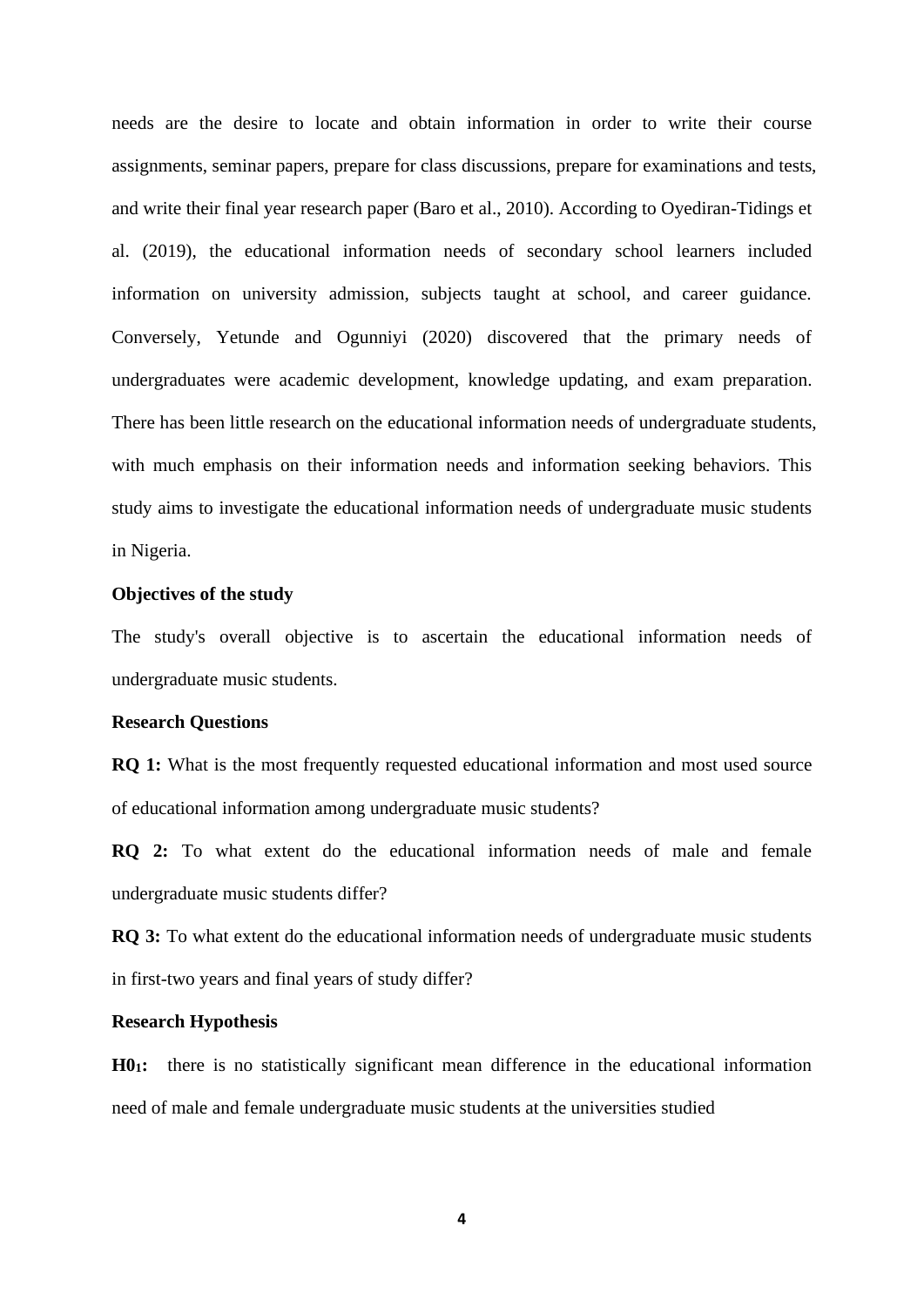needs are the desire to locate and obtain information in order to write their course assignments, seminar papers, prepare for class discussions, prepare for examinations and tests, and write their final year research paper (Baro et al., 2010). According to Oyediran-Tidings et al. (2019), the educational information needs of secondary school learners included information on university admission, subjects taught at school, and career guidance. Conversely, Yetunde and Ogunniyi (2020) discovered that the primary needs of undergraduates were academic development, knowledge updating, and exam preparation. There has been little research on the educational information needs of undergraduate students, with much emphasis on their information needs and information seeking behaviors. This study aims to investigate the educational information needs of undergraduate music students in Nigeria.

**Objectives of the study**

The study's overall objective is to ascertain the educational information needs of undergraduate music students.

**Research Questions**

**RQ 1:** What is the most frequently requested educational information and most used source of educational information among undergraduate music students?

**RQ 2:** To what extent do the educational information needs of male and female undergraduate music students differ?

**RQ 3:** To what extent do the educational information needs of undergraduate music students in first-two years and final years of study differ?

**Research Hypothesis**

**$H0_1$:** there is no statistically significant mean difference in the educational information need of male and female undergraduate music students at the universities studied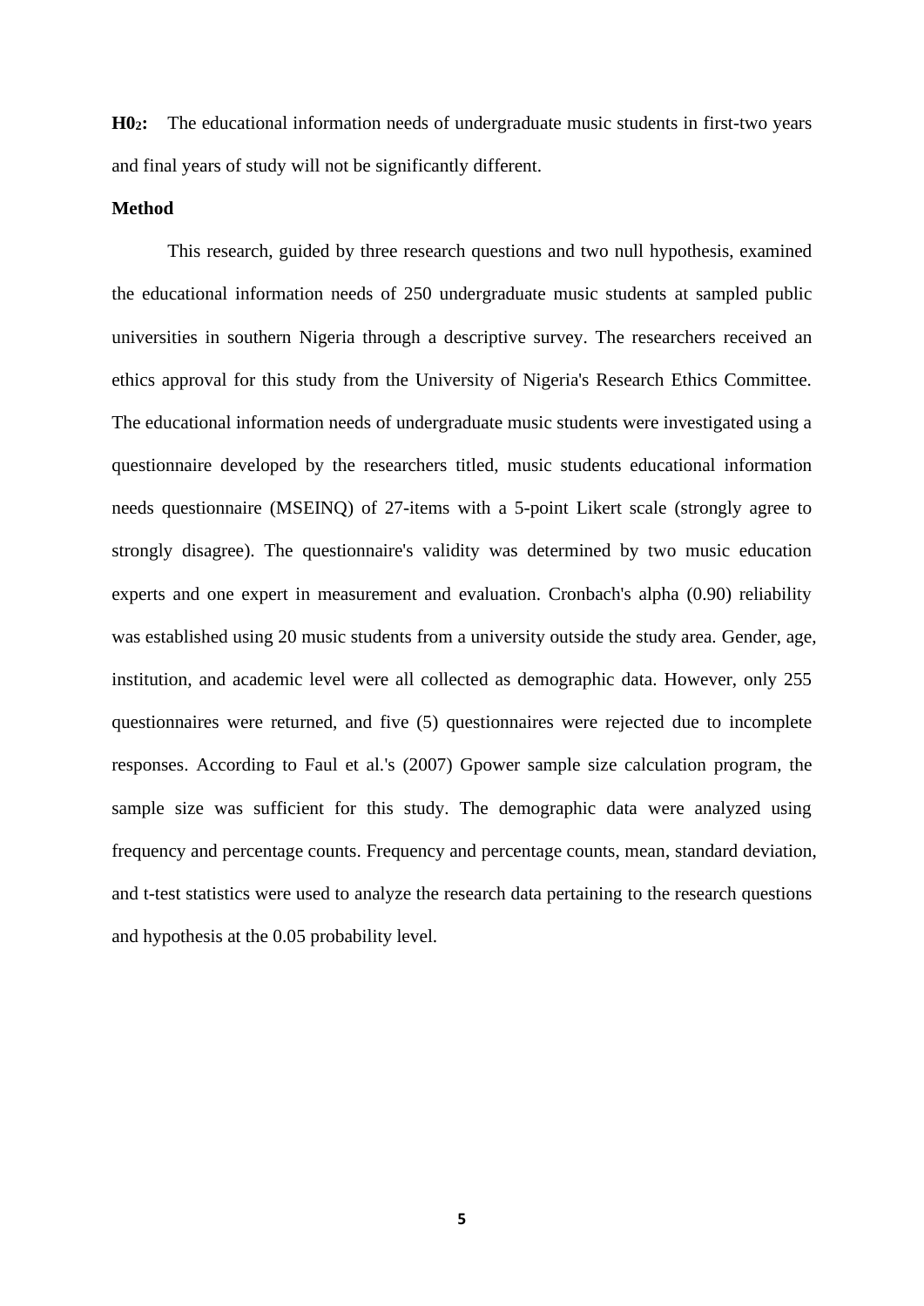**$H0_2$:** The educational information needs of undergraduate music students in first-two years and final years of study will not be significantly different.

**Method**

This research, guided by three research questions and two null hypothesis, examined the educational information needs of 250 undergraduate music students at sampled public universities in southern Nigeria through a descriptive survey. The researchers received an ethics approval for this study from the University of Nigeria's Research Ethics Committee. The educational information needs of undergraduate music students were investigated using a questionnaire developed by the researchers titled, music students educational information needs questionnaire (MSEINQ) of 27-items with a 5-point Likert scale (strongly agree to strongly disagree). The questionnaire's validity was determined by two music education experts and one expert in measurement and evaluation. Cronbach's alpha (0.90) reliability was established using 20 music students from a university outside the study area. Gender, age, institution, and academic level were all collected as demographic data. However, only 255 questionnaires were returned, and five (5) questionnaires were rejected due to incomplete responses. According to Faul et al.'s (2007) Gpower sample size calculation program, the sample size was sufficient for this study. The demographic data were analyzed using frequency and percentage counts. Frequency and percentage counts, mean, standard deviation, and t-test statistics were used to analyze the research data pertaining to the research questions and hypothesis at the 0.05 probability level.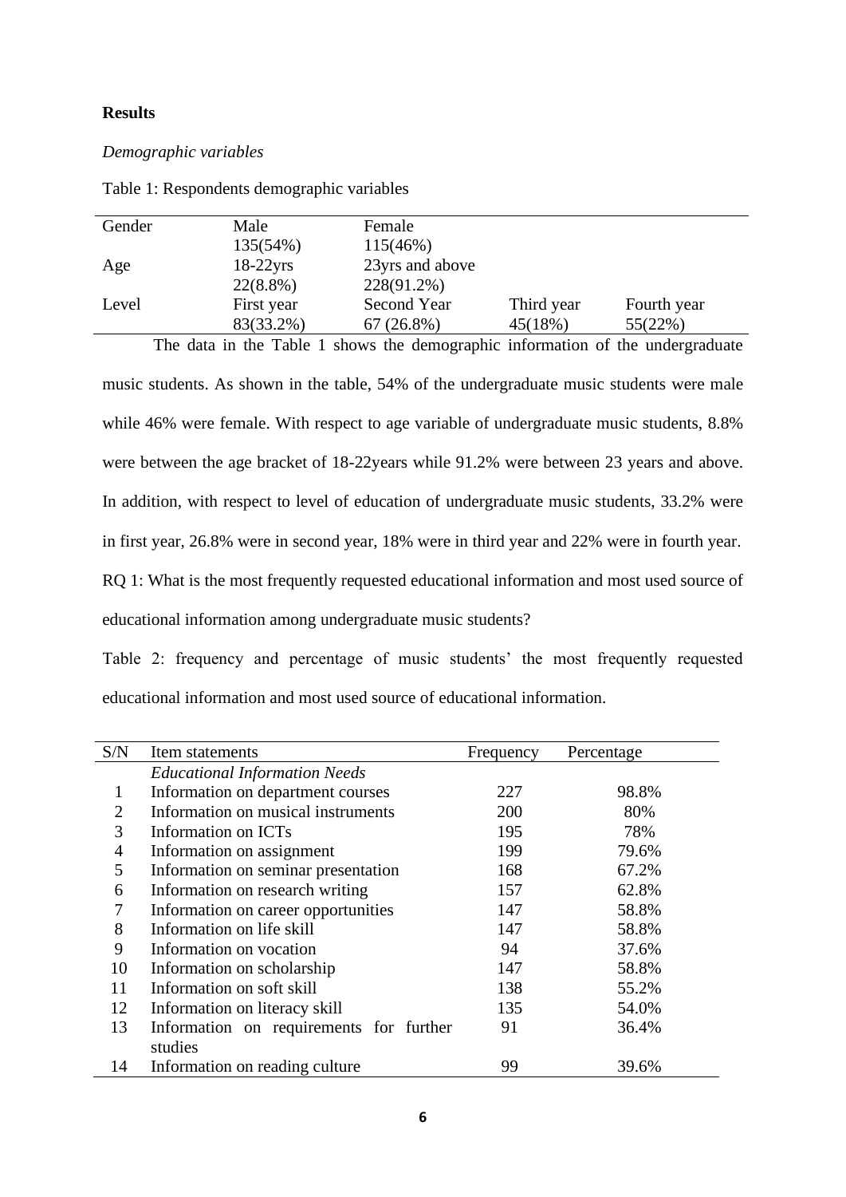**Results**

*Demographic variables*

Table 1: Respondents demographic variables

| Gender | Male | Female | | |
|---|---|---|---|---|
| | 135(54%) | 115(46%) | | |
| Age | 18-22yrs | 23yrs and above | | |
| | 22(8.8%) | 228(91.2%) | | |
| Level | First year | Second Year | Third year | Fourth year |
| | 83(33.2%) | 67 (26.8%) | 45(18%) | 55(22%) |

The data in the Table 1 shows the demographic information of the undergraduate music students. As shown in the table, 54% of the undergraduate music students were male while 46% were female. With respect to age variable of undergraduate music students, 8.8% were between the age bracket of 18-22years while 91.2% were between 23 years and above. In addition, with respect to level of education of undergraduate music students, 33.2% were in first year, 26.8% were in second year, 18% were in third year and 22% were in fourth year.

RQ 1: What is the most frequently requested educational information and most used source of educational information among undergraduate music students?

Table 2: frequency and percentage of music students' the most frequently requested educational information and most used source of educational information.

| S/N | Item statements | Frequency | Percentage |
|---|---|---|---|
| | *Educational Information Needs* | | |
| 1 | Information on department courses | 227 | 98.8% |
| 2 | Information on musical instruments | 200 | 80% |
| 3 | Information on ICTs | 195 | 78% |
| 4 | Information on assignment | 199 | 79.6% |
| 5 | Information on seminar presentation | 168 | 67.2% |
| 6 | Information on research writing | 157 | 62.8% |
| 7 | Information on career opportunities | 147 | 58.8% |
| 8 | Information on life skill | 147 | 58.8% |
| 9 | Information on vocation | 94 | 37.6% |
| 10 | Information on scholarship | 147 | 58.8% |
| 11 | Information on soft skill | 138 | 55.2% |
| 12 | Information on literacy skill | 135 | 54.0% |
| 13 | Information on requirements for further studies | 91 | 36.4% |
| 14 | Information on reading culture | 99 | 39.6% |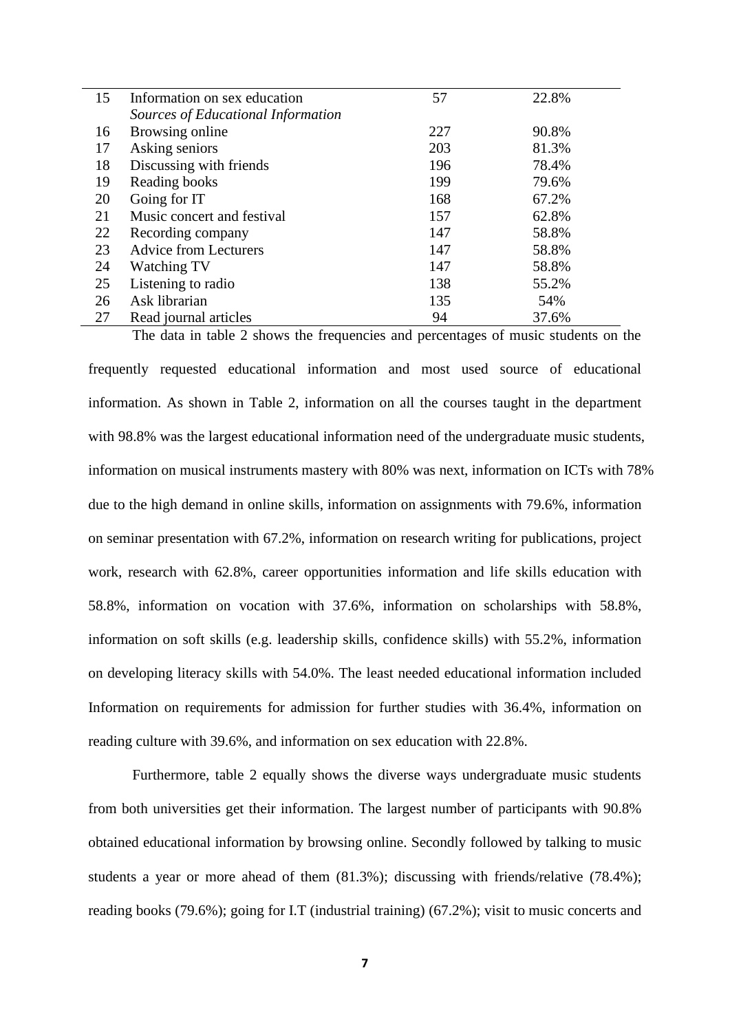| | | | |
|---|---|---|---|
| 15 | Information on sex education | 57 | 22.8% |
| | *Sources of Educational Information* | | |
| 16 | Browsing online | 227 | 90.8% |
| 17 | Asking seniors | 203 | 81.3% |
| 18 | Discussing with friends | 196 | 78.4% |
| 19 | Reading books | 199 | 79.6% |
| 20 | Going for IT | 168 | 67.2% |
| 21 | Music concert and festival | 157 | 62.8% |
| 22 | Recording company | 147 | 58.8% |
| 23 | Advice from Lecturers | 147 | 58.8% |
| 24 | Watching TV | 147 | 58.8% |
| 25 | Listening to radio | 138 | 55.2% |
| 26 | Ask librarian | 135 | 54% |
| 27 | Read journal articles | 94 | 37.6% |

The data in table 2 shows the frequencies and percentages of music students on the frequently requested educational information and most used source of educational information. As shown in Table 2, information on all the courses taught in the department with 98.8% was the largest educational information need of the undergraduate music students, information on musical instruments mastery with 80% was next, information on ICTs with 78% due to the high demand in online skills, information on assignments with 79.6%, information on seminar presentation with 67.2%, information on research writing for publications, project work, research with 62.8%, career opportunities information and life skills education with 58.8%, information on vocation with 37.6%, information on scholarships with 58.8%, information on soft skills (e.g. leadership skills, confidence skills) with 55.2%, information on developing literacy skills with 54.0%. The least needed educational information included Information on requirements for admission for further studies with 36.4%, information on reading culture with 39.6%, and information on sex education with 22.8%.

Furthermore, table 2 equally shows the diverse ways undergraduate music students from both universities get their information. The largest number of participants with 90.8% obtained educational information by browsing online. Secondly followed by talking to music students a year or more ahead of them (81.3%); discussing with friends/relative (78.4%); reading books (79.6%); going for I.T (industrial training) (67.2%); visit to music concerts and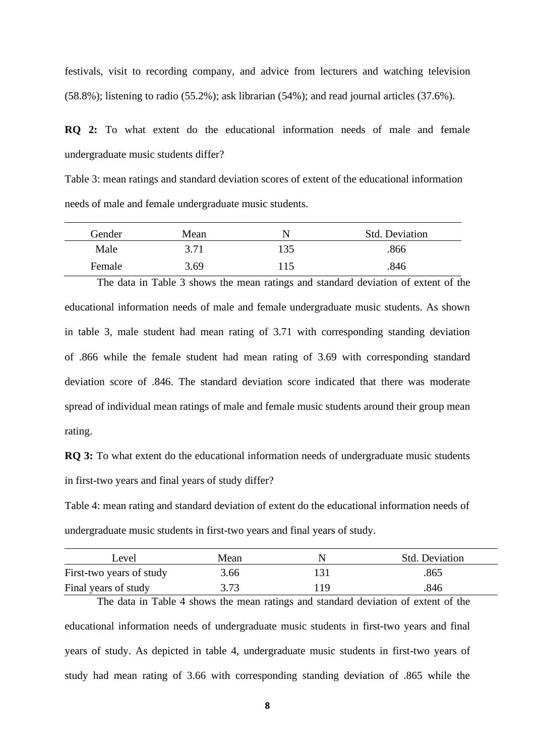festivals, visit to recording company, and advice from lecturers and watching television (58.8%); listening to radio (55.2%); ask librarian (54%); and read journal articles (37.6%).

**RQ 2:** To what extent do the educational information needs of male and female undergraduate music students differ?

Table 3: mean ratings and standard deviation scores of extent of the educational information needs of male and female undergraduate music students.

| Gender | Mean | N | Std. Deviation |
|---|---|---|---|
| Male | 3.71 | 135 | .866 |
| Female | 3.69 | 115 | .846 |

The data in Table 3 shows the mean ratings and standard deviation of extent of the educational information needs of male and female undergraduate music students. As shown in table 3, male student had mean rating of 3.71 with corresponding standing deviation of .866 while the female student had mean rating of 3.69 with corresponding standard deviation score of .846. The standard deviation score indicated that there was moderate spread of individual mean ratings of male and female music students around their group mean rating.

**RQ 3:** To what extent do the educational information needs of undergraduate music students in first-two years and final years of study differ?

Table 4: mean rating and standard deviation of extent do the educational information needs of undergraduate music students in first-two years and final years of study.

| Level | Mean | N | Std. Deviation |
|---|---|---|---|
| First-two years of study | 3.66 | 131 | .865 |
| Final years of study | 3.73 | 119 | .846 |

The data in Table 4 shows the mean ratings and standard deviation of extent of the educational information needs of undergraduate music students in first-two years and final years of study. As depicted in table 4, undergraduate music students in first-two years of study had mean rating of 3.66 with corresponding standing deviation of .865 while the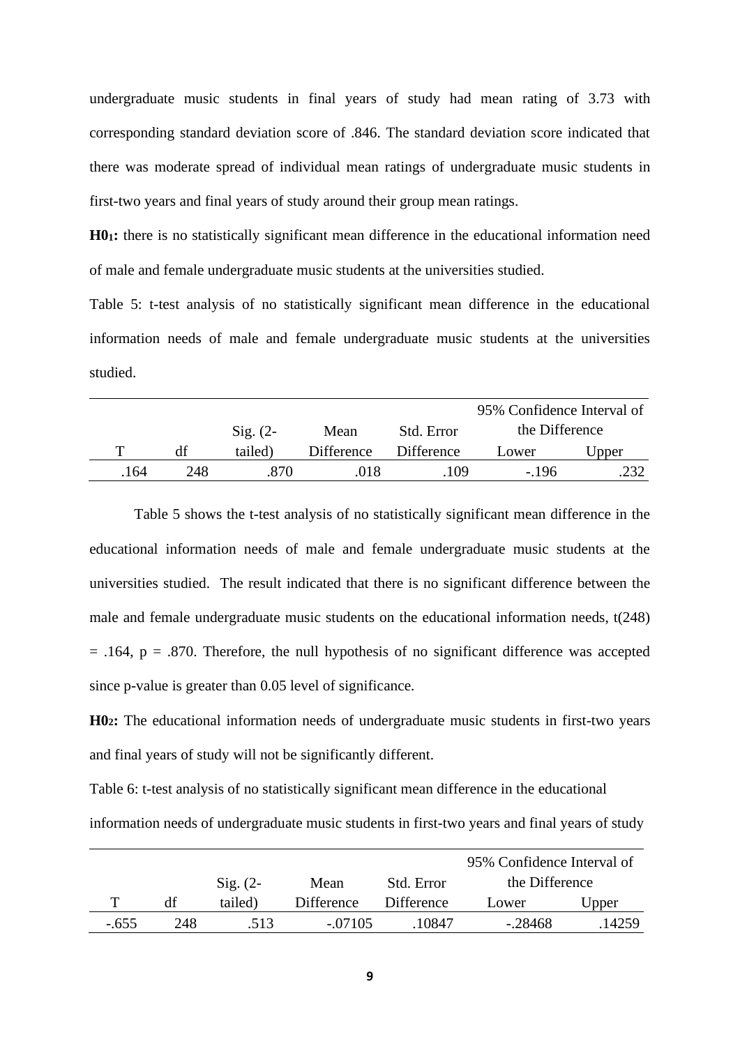undergraduate music students in final years of study had mean rating of 3.73 with corresponding standard deviation score of .846. The standard deviation score indicated that there was moderate spread of individual mean ratings of undergraduate music students in first-two years and final years of study around their group mean ratings.

**$H0_1$:** there is no statistically significant mean difference in the educational information need of male and female undergraduate music students at the universities studied.

Table 5: t-test analysis of no statistically significant mean difference in the educational information needs of male and female undergraduate music students at the universities studied.

| | | | | | 95% Confidence Interval of the Difference | |
|---|---|---|---|---|---|---|
| T | df | Sig. (2-tailed) | Mean Difference | Std. Error Difference | Lower | Upper |
| .164 | 248 | .870 | .018 | .109 | -.196 | .232 |

Table 5 shows the t-test analysis of no statistically significant mean difference in the educational information needs of male and female undergraduate music students at the universities studied. The result indicated that there is no significant difference between the male and female undergraduate music students on the educational information needs, $t(248) = .164$, $p = .870$. Therefore, the null hypothesis of no significant difference was accepted since p-value is greater than 0.05 level of significance.

**$H0_2$:** The educational information needs of undergraduate music students in first-two years and final years of study will not be significantly different.

Table 6: t-test analysis of no statistically significant mean difference in the educational information needs of undergraduate music students in first-two years and final years of study

| | | | | | 95% Confidence Interval of the Difference | |
|---|---|---|---|---|---|---|
| T | df | Sig. (2-tailed) | Mean Difference | Std. Error Difference | Lower | Upper |
| -.655 | 248 | .513 | -.07105 | .10847 | -.28468 | .14259 |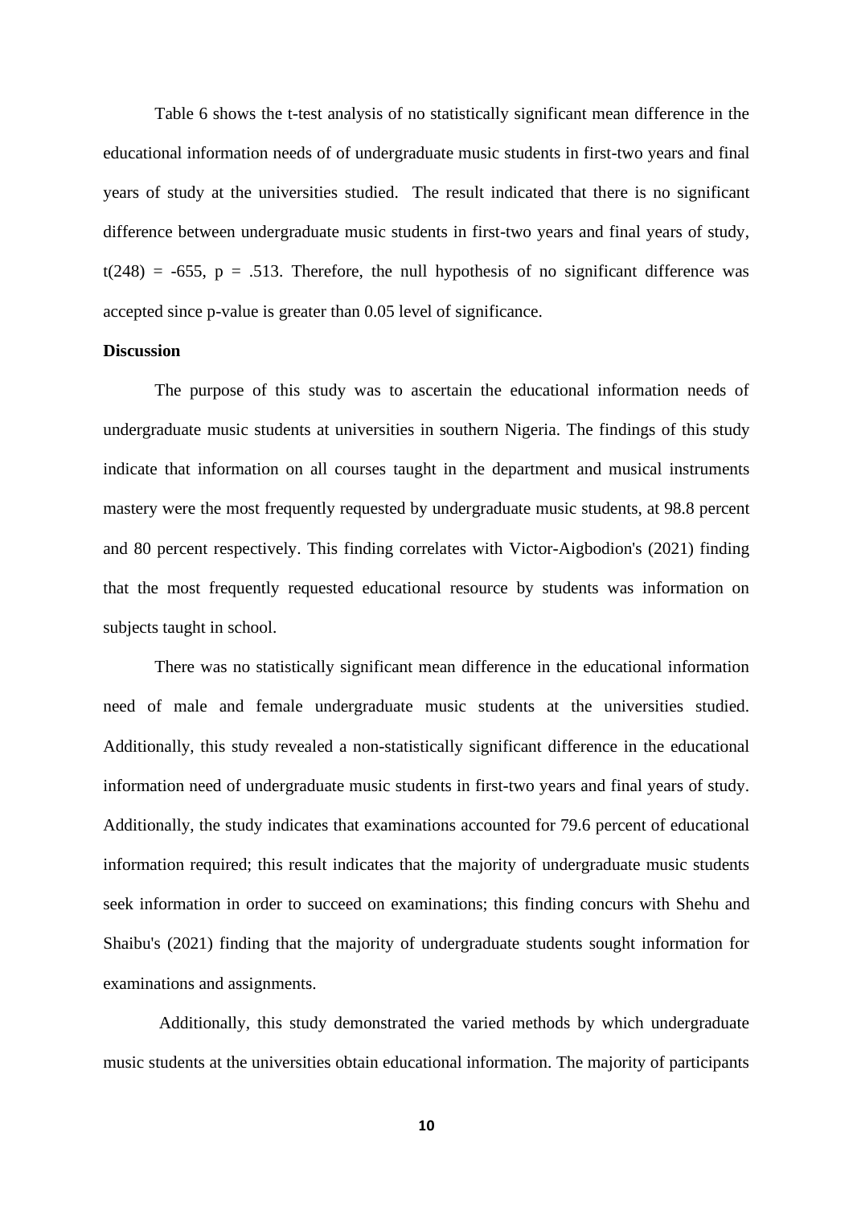Table 6 shows the t-test analysis of no statistically significant mean difference in the educational information needs of of undergraduate music students in first-two years and final years of study at the universities studied. The result indicated that there is no significant difference between undergraduate music students in first-two years and final years of study, $t(248) = -655$, $p = .513$. Therefore, the null hypothesis of no significant difference was accepted since p-value is greater than 0.05 level of significance.

**Discussion**

The purpose of this study was to ascertain the educational information needs of undergraduate music students at universities in southern Nigeria. The findings of this study indicate that information on all courses taught in the department and musical instruments mastery were the most frequently requested by undergraduate music students, at 98.8 percent and 80 percent respectively. This finding correlates with Victor-Aigbodion's (2021) finding that the most frequently requested educational resource by students was information on subjects taught in school.

There was no statistically significant mean difference in the educational information need of male and female undergraduate music students at the universities studied. Additionally, this study revealed a non-statistically significant difference in the educational information need of undergraduate music students in first-two years and final years of study. Additionally, the study indicates that examinations accounted for 79.6 percent of educational information required; this result indicates that the majority of undergraduate music students seek information in order to succeed on examinations; this finding concurs with Shehu and Shaibu's (2021) finding that the majority of undergraduate students sought information for examinations and assignments.

Additionally, this study demonstrated the varied methods by which undergraduate music students at the universities obtain educational information. The majority of participants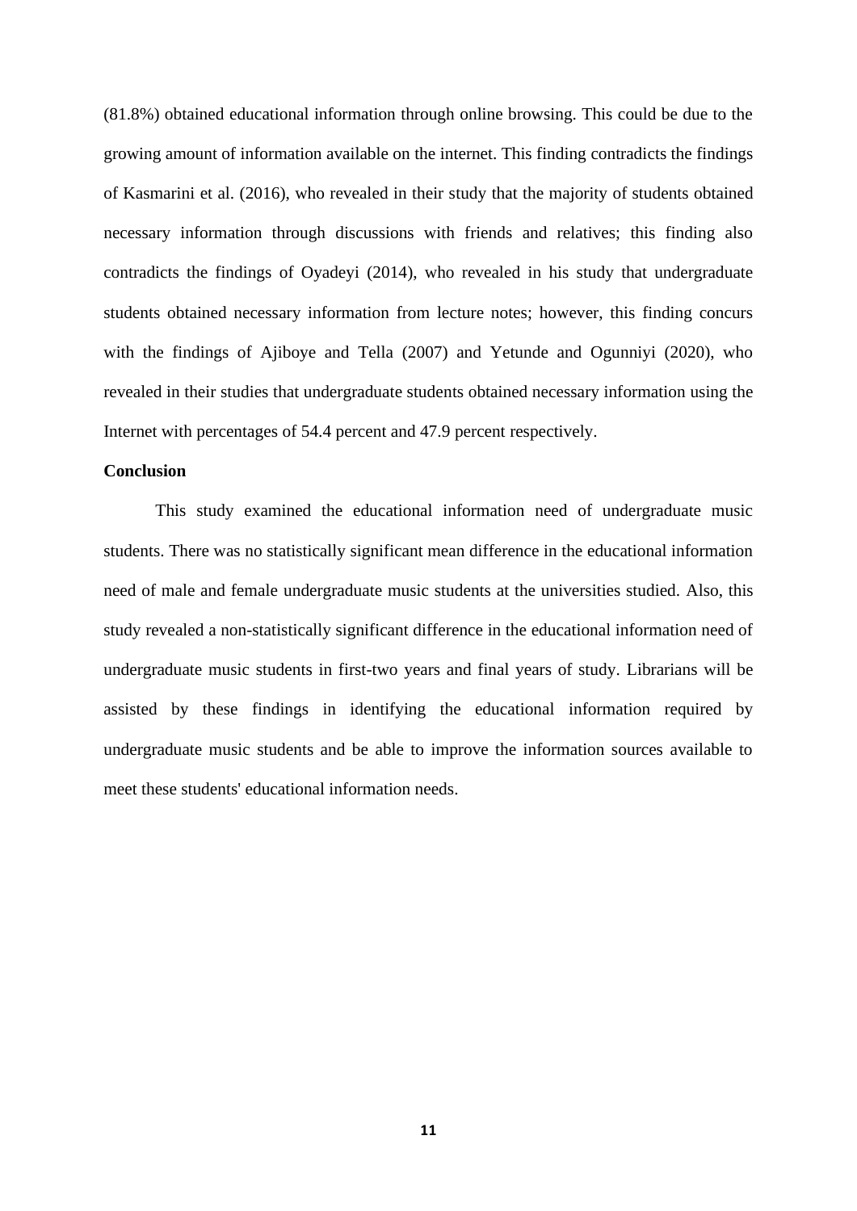(81.8%) obtained educational information through online browsing. This could be due to the growing amount of information available on the internet. This finding contradicts the findings of Kasmarini et al. (2016), who revealed in their study that the majority of students obtained necessary information through discussions with friends and relatives; this finding also contradicts the findings of Oyadeyi (2014), who revealed in his study that undergraduate students obtained necessary information from lecture notes; however, this finding concurs with the findings of Ajiboye and Tella (2007) and Yetunde and Ogunniyi (2020), who revealed in their studies that undergraduate students obtained necessary information using the Internet with percentages of 54.4 percent and 47.9 percent respectively.

**Conclusion**

This study examined the educational information need of undergraduate music students. There was no statistically significant mean difference in the educational information need of male and female undergraduate music students at the universities studied. Also, this study revealed a non-statistically significant difference in the educational information need of undergraduate music students in first-two years and final years of study. Librarians will be assisted by these findings in identifying the educational information required by undergraduate music students and be able to improve the information sources available to meet these students' educational information needs.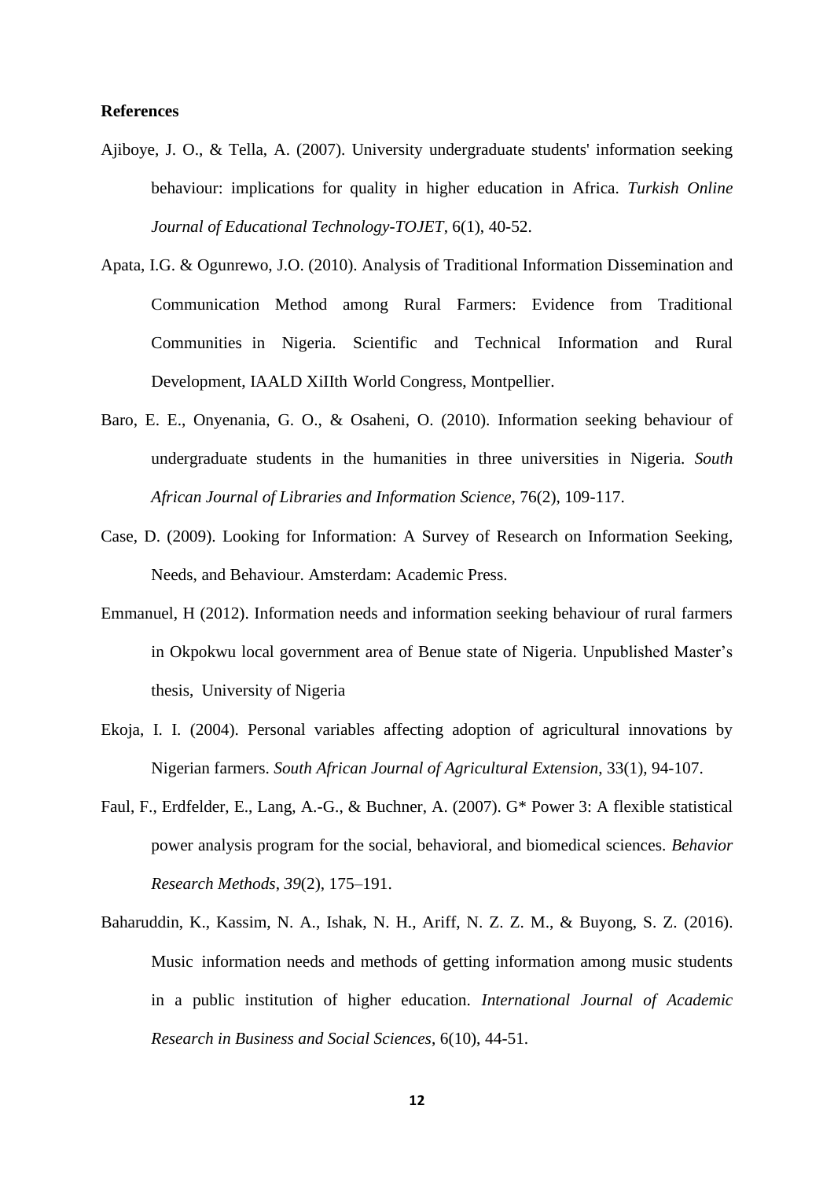**References**

Ajiboye, J. O., & Tella, A. (2007). University undergraduate students' information seeking behaviour: implications for quality in higher education in Africa. *Turkish Online Journal of Educational Technology-TOJET*, 6(1), 40-52.

Apata, I.G. & Ogunrewo, J.O. (2010). Analysis of Traditional Information Dissemination and Communication Method among Rural Farmers: Evidence from Traditional Communities in Nigeria. Scientific and Technical Information and Rural Development, IAALD XiIIth World Congress, Montpellier.

Baro, E. E., Onyenania, G. O., & Osaheni, O. (2010). Information seeking behaviour of undergraduate students in the humanities in three universities in Nigeria. *South African Journal of Libraries and Information Science*, 76(2), 109-117.

Case, D. (2009). Looking for Information: A Survey of Research on Information Seeking, Needs, and Behaviour. Amsterdam: Academic Press.

Emmanuel, H (2012). Information needs and information seeking behaviour of rural farmers in Okpokwu local government area of Benue state of Nigeria. Unpublished Master's thesis, University of Nigeria

Ekoja, I. I. (2004). Personal variables affecting adoption of agricultural innovations by Nigerian farmers. *South African Journal of Agricultural Extension*, 33(1), 94-107.

Faul, F., Erdfelder, E., Lang, A.-G., & Buchner, A. (2007). G* Power 3: A flexible statistical power analysis program for the social, behavioral, and biomedical sciences. *Behavior Research Methods*, *39*(2), 175–191.

Baharuddin, K., Kassim, N. A., Ishak, N. H., Ariff, N. Z. Z. M., & Buyong, S. Z. (2016). Music information needs and methods of getting information among music students in a public institution of higher education. *International Journal of Academic Research in Business and Social Sciences*, 6(10), 44-51.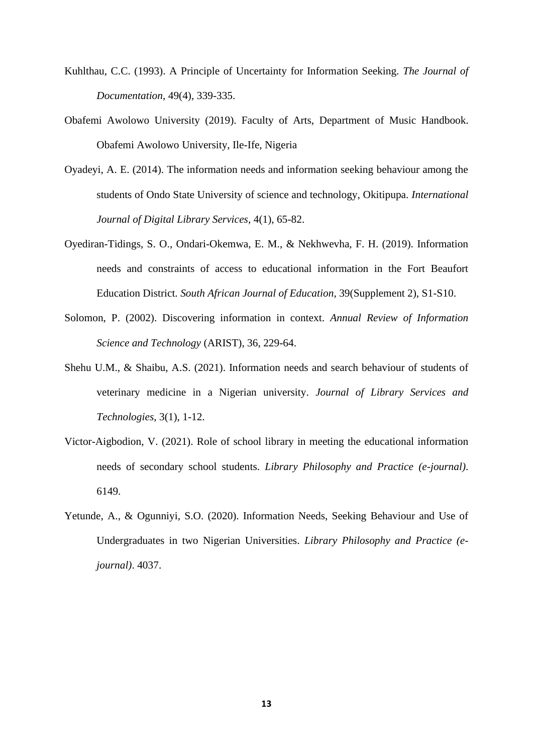Kuhlthau, C.C. (1993). A Principle of Uncertainty for Information Seeking. *The Journal of Documentation*, 49(4), 339-335.

Obafemi Awolowo University (2019). Faculty of Arts, Department of Music Handbook. Obafemi Awolowo University, Ile-Ife, Nigeria

Oyadeyi, A. E. (2014). The information needs and information seeking behaviour among the students of Ondo State University of science and technology, Okitipupa. *International Journal of Digital Library Services*, 4(1), 65-82.

Oyediran-Tidings, S. O., Ondari-Okemwa, E. M., & Nekhwevha, F. H. (2019). Information needs and constraints of access to educational information in the Fort Beaufort Education District. *South African Journal of Education*, 39(Supplement 2), S1-S10.

Solomon, P. (2002). Discovering information in context. *Annual Review of Information Science and Technology* (ARIST), 36, 229-64.

Shehu U.M., & Shaibu, A.S. (2021). Information needs and search behaviour of students of veterinary medicine in a Nigerian university. *Journal of Library Services and Technologies*, 3(1), 1-12.

Victor-Aigbodion, V. (2021). Role of school library in meeting the educational information needs of secondary school students. *Library Philosophy and Practice (e-journal)*. 6149.

Yetunde, A., & Ogunniyi, S.O. (2020). Information Needs, Seeking Behaviour and Use of Undergraduates in two Nigerian Universities. *Library Philosophy and Practice (e-journal)*. 4037.